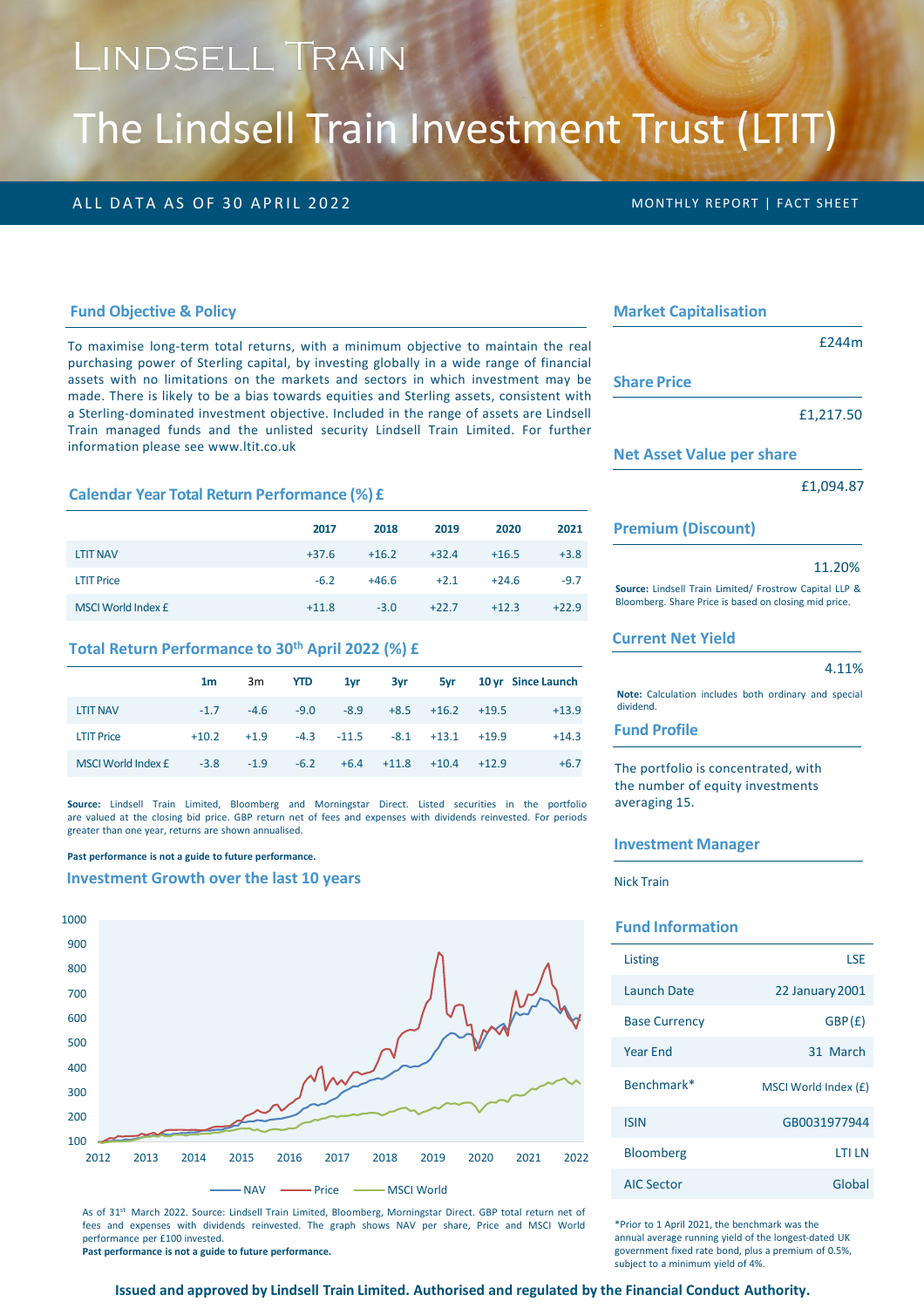# Lindsell Train

# The Lindsell Train Investment Trust (LTIT)

ALL DATA AS OF 30 APRIL 2022

MONTHLY REPORT | FACT SHEET

## Fund Objective & Policy

To maximise long-term total returns, with a minimum objective to maintain the real purchasing power of Sterling capital, by investing globally in a wide range of financial assets with no limitations on the markets and sectors in which investment may be made. There is likely to be a bias towards equities and Sterling assets, consistent with a Sterling-dominated investment objective. Included in the range of assets are Lindsell Train managed funds and the unlisted security Lindsell Train Limited. For further information please see www.ltit.co.uk

## Calendar Year Total Return Performance (%) £

| | 2017 | 2018 | 2019 | 2020 | 2021 |
|---|---|---|---|---|---|
| LTIT NAV | +37.6 | +16.2 | +32.4 | +16.5 | +3.8 |
| LTIT Price | -6.2 | +46.6 | +2.1 | +24.6 | -9.7 |
| MSCI World Index £ | +11.8 | -3.0 | +22.7 | +12.3 | +22.9 |

## Total Return Performance to 30th April 2022 (%) £

| | 1m | 3m | YTD | 1yr | 3yr | 5yr | 10 yr | Since Launch |
|---|---|---|---|---|---|---|---|---|
| LTIT NAV | -1.7 | -4.6 | -9.0 | -8.9 | +8.5 | +16.2 | +19.5 | +13.9 |
| LTIT Price | +10.2 | +1.9 | -4.3 | -11.5 | -8.1 | +13.1 | +19.9 | +14.3 |
| MSCI World Index £ | -3.8 | -1.9 | -6.2 | +6.4 | +11.8 | +10.4 | +12.9 | +6.7 |

**Source:** Lindsell Train Limited, Bloomberg and Morningstar Direct. Listed securities in the portfolio are valued at the closing bid price. GBP return net of fees and expenses with dividends reinvested. For periods greater than one year, returns are shown annualised.

**Past performance is not a guide to future performance.**

## Investment Growth over the last 10 years

As of 31st March 2022. Source: Lindsell Train Limited, Bloomberg, Morningstar Direct. GBP total return net of fees and expenses with dividends reinvested. The graph shows NAV per share, Price and MSCI World performance per £100 invested.

**Past performance is not a guide to future performance.**

## Market Capitalisation

£244m

## Share Price

£1,217.50

## Net Asset Value per share

£1,094.87

## Premium (Discount)

11.20%

**Source:** Lindsell Train Limited/ Frostrow Capital LLP & Bloomberg. Share Price is based on closing mid price.

## Current Net Yield

4.11%

**Note:** Calculation includes both ordinary and special dividend.

## Fund Profile

The portfolio is concentrated, with the number of equity investments averaging 15.

## Investment Manager

Nick Train

## Fund Information

| | |
|---|---|
| Listing | LSE |
| Launch Date | 22 January 2001 |
| Base Currency | GBP (£) |
| Year End | 31 March |
| Benchmark* | MSCI World Index (£) |
| ISIN | GB0031977944 |
| Bloomberg | LTI LN |
| AIC Sector | Global |

*Prior to 1 April 2021, the benchmark was the annual average running yield of the longest-dated UK government fixed rate bond, plus a premium of 0.5%, subject to a minimum yield of 4%.

**Issued and approved by Lindsell Train Limited. Authorised and regulated by the Financial Conduct Authority.**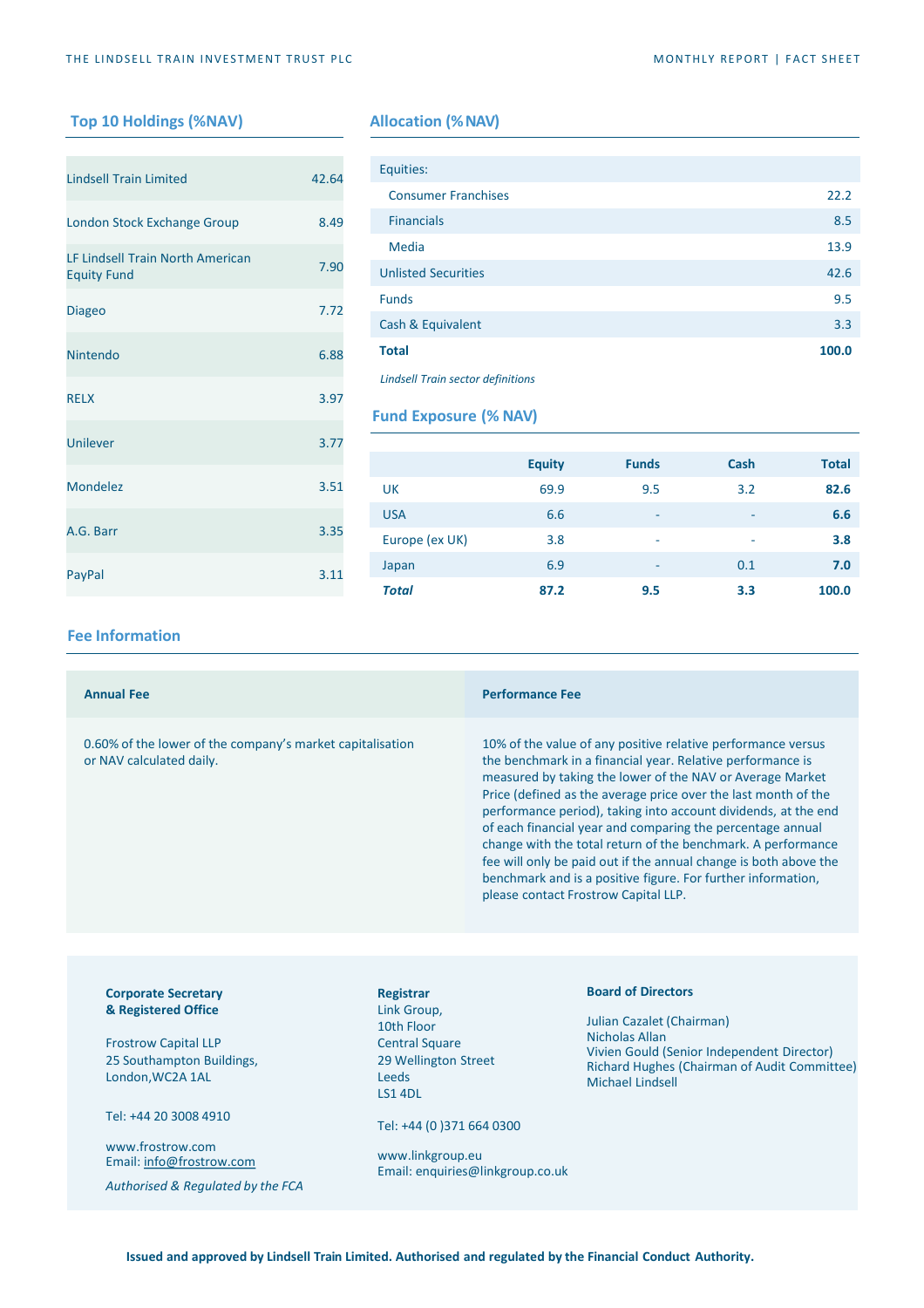## Top 10 Holdings (%NAV)

| Holding | %NAV |
|---|---|
| Lindsell Train Limited | 42.64 |
| London Stock Exchange Group | 8.49 |
| LF Lindsell Train North American Equity Fund | 7.90 |
| Diageo | 7.72 |
| Nintendo | 6.88 |
| RELX | 3.97 |
| Unilever | 3.77 |
| Mondelez | 3.51 |
| A.G. Barr | 3.35 |
| PayPal | 3.11 |

## Allocation (%NAV)

| | |
|---|---|
| Equities: | |
| Consumer Franchises | 22.2 |
| Financials | 8.5 |
| Media | 13.9 |
| Unlisted Securities | 42.6 |
| Funds | 9.5 |
| Cash & Equivalent | 3.3 |
| **Total** | **100.0** |

*Lindsell Train sector definitions*

## Fund Exposure (% NAV)

| | Equity | Funds | Cash | Total |
|---|---|---|---|---|
| UK | 69.9 | 9.5 | 3.2 | **82.6** |
| USA | 6.6 | - | - | **6.6** |
| Europe (ex UK) | 3.8 | - | - | **3.8** |
| Japan | 6.9 | - | 0.1 | **7.0** |
| ***Total*** | **87.2** | **9.5** | **3.3** | **100.0** |

## Fee Information

| Annual Fee | Performance Fee |
|---|---|
| 0.60% of the lower of the company's market capitalisation or NAV calculated daily. | 10% of the value of any positive relative performance versus the benchmark in a financial year. Relative performance is measured by taking the lower of the NAV or Average Market Price (defined as the average price over the last month of the performance period), taking into account dividends, at the end of each financial year and comparing the percentage annual change with the total return of the benchmark. A performance fee will only be paid out if the annual change is both above the benchmark and is a positive figure. For further information, please contact Frostrow Capital LLP. |

**Corporate Secretary & Registered Office**

Frostrow Capital LLP
25 Southampton Buildings,
London,WC2A 1AL

Tel: +44 20 3008 4910

www.frostrow.com
Email: info@frostrow.com

*Authorised & Regulated by the FCA*

**Registrar**

Link Group,
10th Floor
Central Square
29 Wellington Street
Leeds
LS1 4DL

Tel: +44 (0 )371 664 0300

www.linkgroup.eu
Email: enquiries@linkgroup.co.uk

**Board of Directors**

Julian Cazalet (Chairman)
Nicholas Allan
Vivien Gould (Senior Independent Director)
Richard Hughes (Chairman of Audit Committee)
Michael Lindsell

**Issued and approved by Lindsell Train Limited. Authorised and regulated by the Financial Conduct Authority.**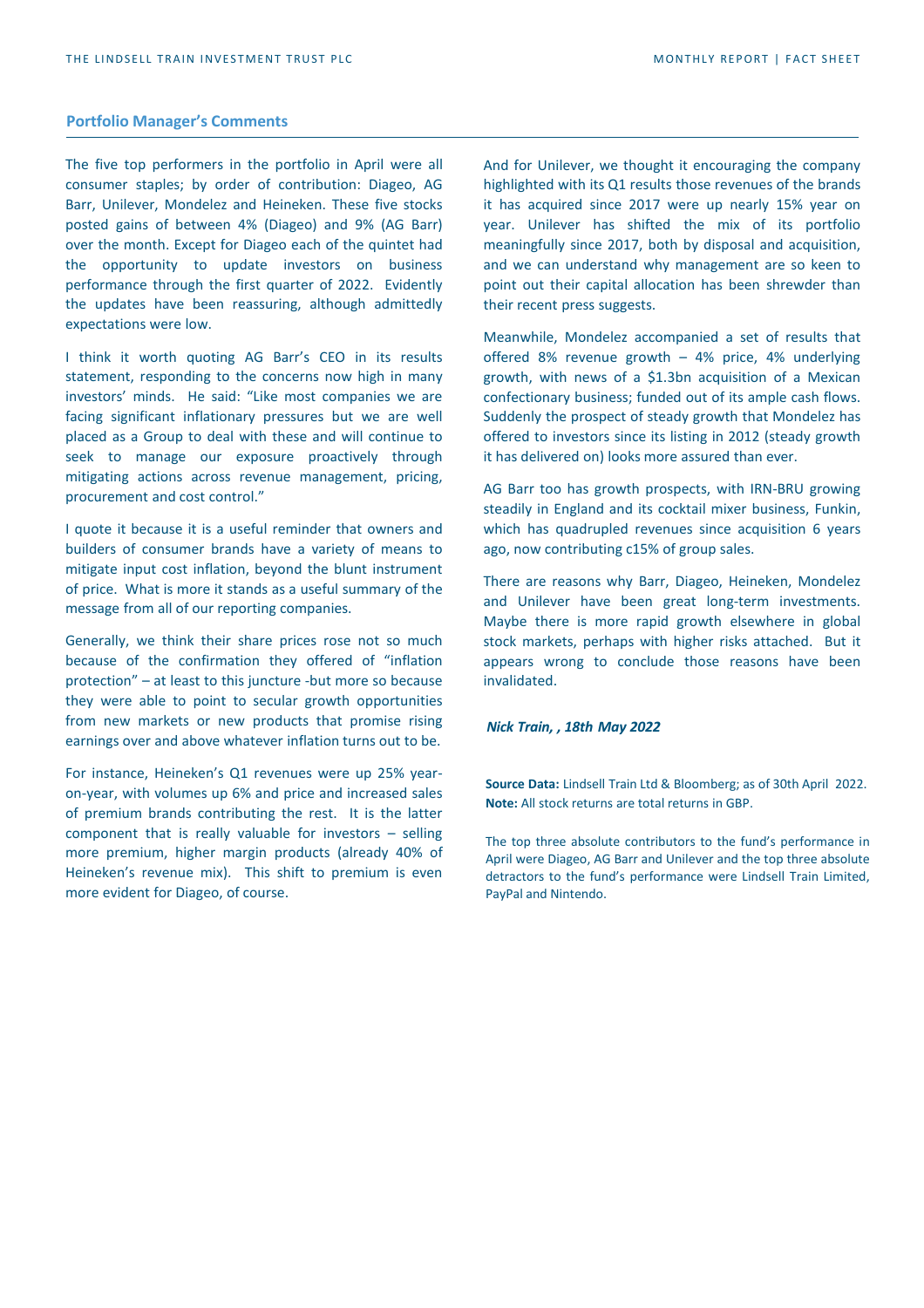## Portfolio Manager's Comments

The five top performers in the portfolio in April were all consumer staples; by order of contribution: Diageo, AG Barr, Unilever, Mondelez and Heineken. These five stocks posted gains of between 4% (Diageo) and 9% (AG Barr) over the month. Except for Diageo each of the quintet had the opportunity to update investors on business performance through the first quarter of 2022. Evidently the updates have been reassuring, although admittedly expectations were low.

I think it worth quoting AG Barr's CEO in its results statement, responding to the concerns now high in many investors' minds. He said: "Like most companies we are facing significant inflationary pressures but we are well placed as a Group to deal with these and will continue to seek to manage our exposure proactively through mitigating actions across revenue management, pricing, procurement and cost control."

I quote it because it is a useful reminder that owners and builders of consumer brands have a variety of means to mitigate input cost inflation, beyond the blunt instrument of price. What is more it stands as a useful summary of the message from all of our reporting companies.

Generally, we think their share prices rose not so much because of the confirmation they offered of "inflation protection" – at least to this juncture -but more so because they were able to point to secular growth opportunities from new markets or new products that promise rising earnings over and above whatever inflation turns out to be.

For instance, Heineken's Q1 revenues were up 25% year-on-year, with volumes up 6% and price and increased sales of premium brands contributing the rest. It is the latter component that is really valuable for investors – selling more premium, higher margin products (already 40% of Heineken's revenue mix). This shift to premium is even more evident for Diageo, of course.

And for Unilever, we thought it encouraging the company highlighted with its Q1 results those revenues of the brands it has acquired since 2017 were up nearly 15% year on year. Unilever has shifted the mix of its portfolio meaningfully since 2017, both by disposal and acquisition, and we can understand why management are so keen to point out their capital allocation has been shrewder than their recent press suggests.

Meanwhile, Mondelez accompanied a set of results that offered 8% revenue growth – 4% price, 4% underlying growth, with news of a $1.3bn acquisition of a Mexican confectionary business; funded out of its ample cash flows. Suddenly the prospect of steady growth that Mondelez has offered to investors since its listing in 2012 (steady growth it has delivered on) looks more assured than ever.

AG Barr too has growth prospects, with IRN-BRU growing steadily in England and its cocktail mixer business, Funkin, which has quadrupled revenues since acquisition 6 years ago, now contributing c15% of group sales.

There are reasons why Barr, Diageo, Heineken, Mondelez and Unilever have been great long-term investments. Maybe there is more rapid growth elsewhere in global stock markets, perhaps with higher risks attached. But it appears wrong to conclude those reasons have been invalidated.

***Nick Train, , 18th May 2022***

**Source Data:** Lindsell Train Ltd & Bloomberg; as of 30th April 2022.
**Note:** All stock returns are total returns in GBP.

The top three absolute contributors to the fund's performance in April were Diageo, AG Barr and Unilever and the top three absolute detractors to the fund's performance were Lindsell Train Limited, PayPal and Nintendo.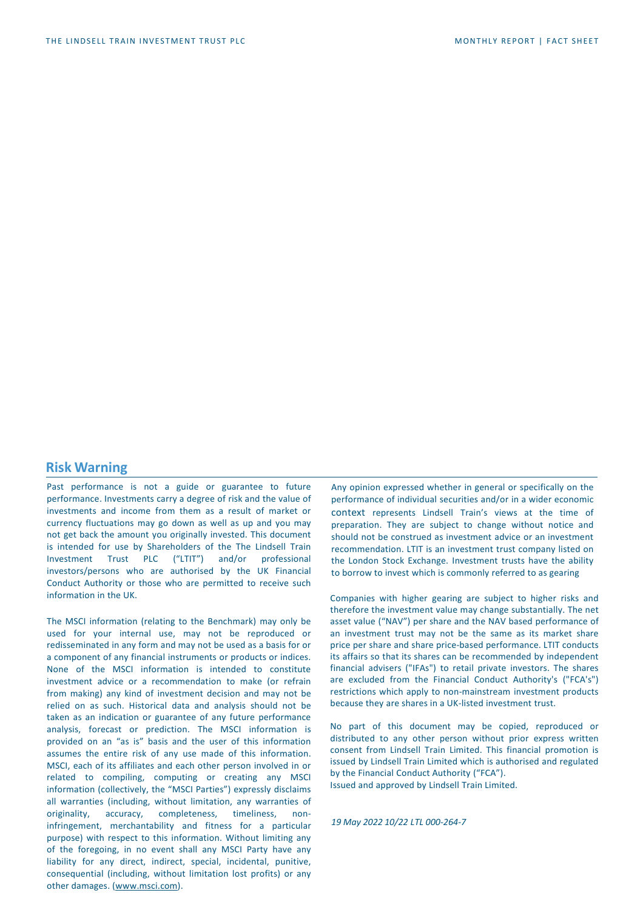## Risk Warning

Past performance is not a guide or guarantee to future performance. Investments carry a degree of risk and the value of investments and income from them as a result of market or currency fluctuations may go down as well as up and you may not get back the amount you originally invested. This document is intended for use by Shareholders of the The Lindsell Train Investment Trust PLC ("LTIT") and/or professional investors/persons who are authorised by the UK Financial Conduct Authority or those who are permitted to receive such information in the UK.

The MSCI information (relating to the Benchmark) may only be used for your internal use, may not be reproduced or redisseminated in any form and may not be used as a basis for or a component of any financial instruments or products or indices. None of the MSCI information is intended to constitute investment advice or a recommendation to make (or refrain from making) any kind of investment decision and may not be relied on as such. Historical data and analysis should not be taken as an indication or guarantee of any future performance analysis, forecast or prediction. The MSCI information is provided on an "as is" basis and the user of this information assumes the entire risk of any use made of this information. MSCI, each of its affiliates and each other person involved in or related to compiling, computing or creating any MSCI information (collectively, the "MSCI Parties") expressly disclaims all warranties (including, without limitation, any warranties of originality, accuracy, completeness, timeliness, non-infringement, merchantability and fitness for a particular purpose) with respect to this information. Without limiting any of the foregoing, in no event shall any MSCI Party have any liability for any direct, indirect, special, incidental, punitive, consequential (including, without limitation lost profits) or any other damages. (www.msci.com).

Any opinion expressed whether in general or specifically on the performance of individual securities and/or in a wider economic context represents Lindsell Train's views at the time of preparation. They are subject to change without notice and should not be construed as investment advice or an investment recommendation. LTIT is an investment trust company listed on the London Stock Exchange. Investment trusts have the ability to borrow to invest which is commonly referred to as gearing

Companies with higher gearing are subject to higher risks and therefore the investment value may change substantially. The net asset value ("NAV") per share and the NAV based performance of an investment trust may not be the same as its market share price per share and share price-based performance. LTIT conducts its affairs so that its shares can be recommended by independent financial advisers ("IFAs") to retail private investors. The shares are excluded from the Financial Conduct Authority's ("FCA's") restrictions which apply to non-mainstream investment products because they are shares in a UK-listed investment trust.

No part of this document may be copied, reproduced or distributed to any other person without prior express written consent from Lindsell Train Limited. This financial promotion is issued by Lindsell Train Limited which is authorised and regulated by the Financial Conduct Authority ("FCA").
Issued and approved by Lindsell Train Limited.

*19 May 2022 10/22 LTL 000-264-7*